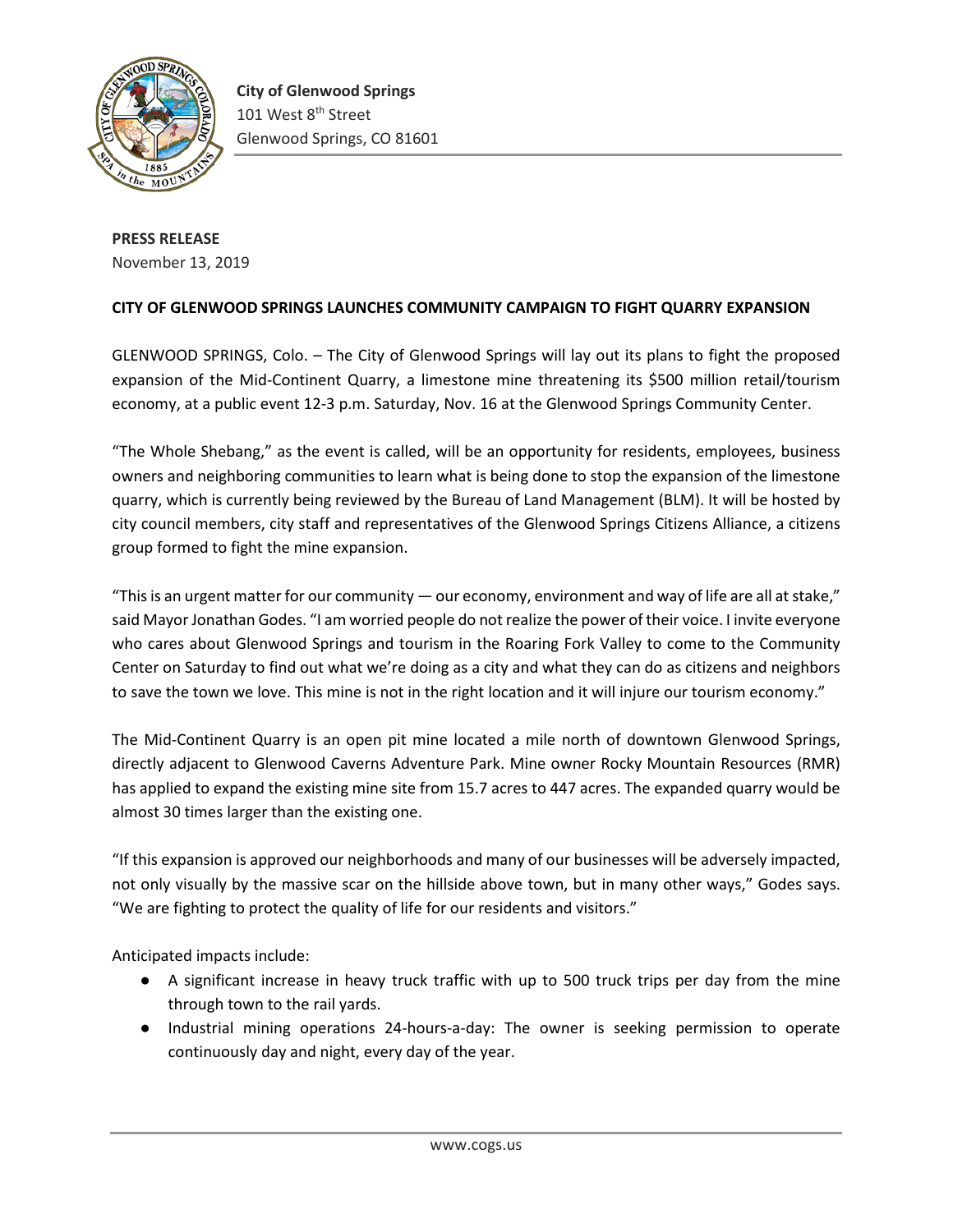**City of Glenwood Springs**
101 West 8th Street
Glenwood Springs, CO 81601

**PRESS RELEASE**
November 13, 2019

**CITY OF GLENWOOD SPRINGS LAUNCHES COMMUNITY CAMPAIGN TO FIGHT QUARRY EXPANSION**

GLENWOOD SPRINGS, Colo. – The City of Glenwood Springs will lay out its plans to fight the proposed expansion of the Mid-Continent Quarry, a limestone mine threatening its $500 million retail/tourism economy, at a public event 12-3 p.m. Saturday, Nov. 16 at the Glenwood Springs Community Center.

"The Whole Shebang," as the event is called, will be an opportunity for residents, employees, business owners and neighboring communities to learn what is being done to stop the expansion of the limestone quarry, which is currently being reviewed by the Bureau of Land Management (BLM). It will be hosted by city council members, city staff and representatives of the Glenwood Springs Citizens Alliance, a citizens group formed to fight the mine expansion.

"This is an urgent matter for our community — our economy, environment and way of life are all at stake," said Mayor Jonathan Godes. "I am worried people do not realize the power of their voice. I invite everyone who cares about Glenwood Springs and tourism in the Roaring Fork Valley to come to the Community Center on Saturday to find out what we're doing as a city and what they can do as citizens and neighbors to save the town we love. This mine is not in the right location and it will injure our tourism economy."

The Mid-Continent Quarry is an open pit mine located a mile north of downtown Glenwood Springs, directly adjacent to Glenwood Caverns Adventure Park. Mine owner Rocky Mountain Resources (RMR) has applied to expand the existing mine site from 15.7 acres to 447 acres. The expanded quarry would be almost 30 times larger than the existing one.

"If this expansion is approved our neighborhoods and many of our businesses will be adversely impacted, not only visually by the massive scar on the hillside above town, but in many other ways," Godes says. "We are fighting to protect the quality of life for our residents and visitors."

Anticipated impacts include:

- A significant increase in heavy truck traffic with up to 500 truck trips per day from the mine through town to the rail yards.
- Industrial mining operations 24-hours-a-day: The owner is seeking permission to operate continuously day and night, every day of the year.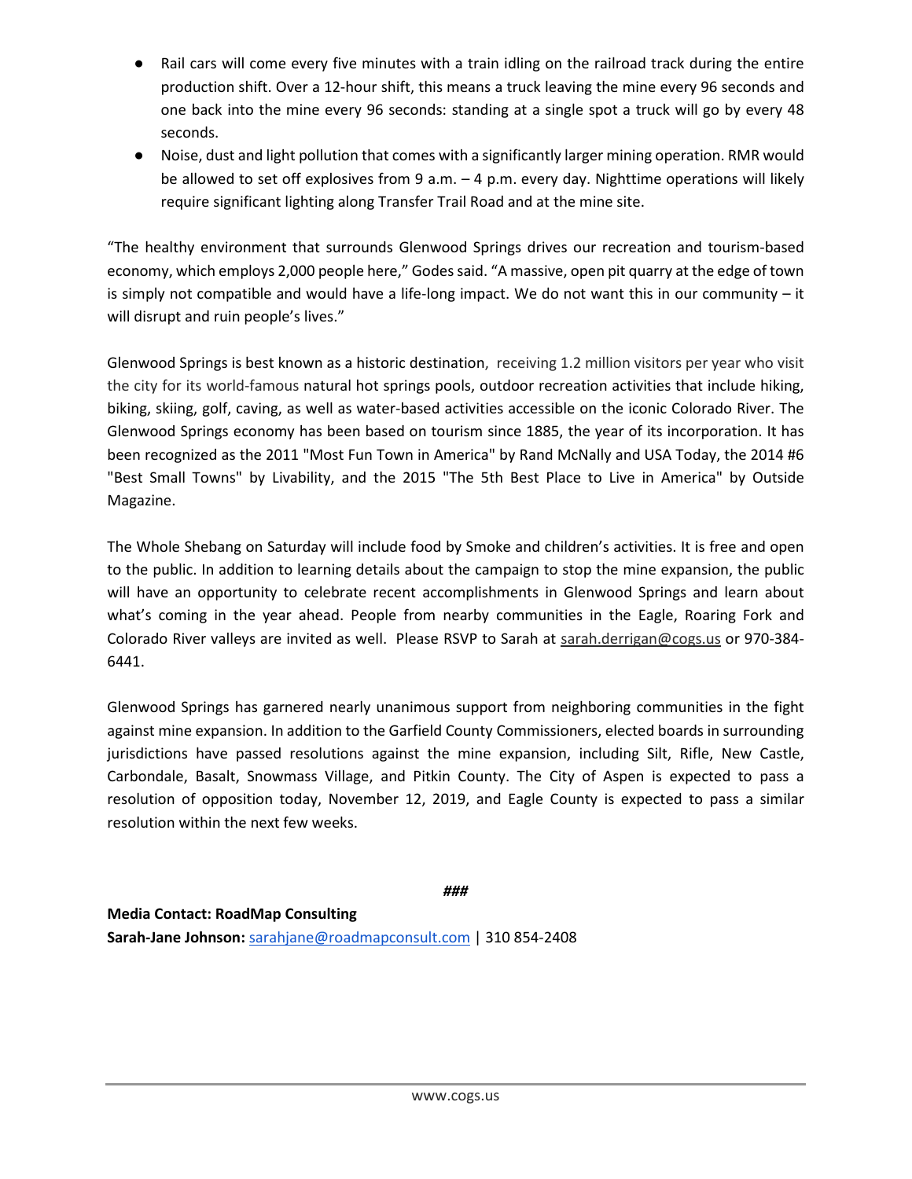- Rail cars will come every five minutes with a train idling on the railroad track during the entire production shift. Over a 12-hour shift, this means a truck leaving the mine every 96 seconds and one back into the mine every 96 seconds: standing at a single spot a truck will go by every 48 seconds.
- Noise, dust and light pollution that comes with a significantly larger mining operation. RMR would be allowed to set off explosives from 9 a.m. – 4 p.m. every day. Nighttime operations will likely require significant lighting along Transfer Trail Road and at the mine site.

"The healthy environment that surrounds Glenwood Springs drives our recreation and tourism-based economy, which employs 2,000 people here," Godes said. "A massive, open pit quarry at the edge of town is simply not compatible and would have a life-long impact. We do not want this in our community – it will disrupt and ruin people's lives."

Glenwood Springs is best known as a historic destination, receiving 1.2 million visitors per year who visit the city for its world-famous natural hot springs pools, outdoor recreation activities that include hiking, biking, skiing, golf, caving, as well as water-based activities accessible on the iconic Colorado River. The Glenwood Springs economy has been based on tourism since 1885, the year of its incorporation. It has been recognized as the 2011 "Most Fun Town in America" by Rand McNally and USA Today, the 2014 #6 "Best Small Towns" by Livability, and the 2015 "The 5th Best Place to Live in America" by Outside Magazine.

The Whole Shebang on Saturday will include food by Smoke and children's activities. It is free and open to the public. In addition to learning details about the campaign to stop the mine expansion, the public will have an opportunity to celebrate recent accomplishments in Glenwood Springs and learn about what's coming in the year ahead. People from nearby communities in the Eagle, Roaring Fork and Colorado River valleys are invited as well. Please RSVP to Sarah at sarah.derrigan@cogs.us or 970-384-6441.

Glenwood Springs has garnered nearly unanimous support from neighboring communities in the fight against mine expansion. In addition to the Garfield County Commissioners, elected boards in surrounding jurisdictions have passed resolutions against the mine expansion, including Silt, Rifle, New Castle, Carbondale, Basalt, Snowmass Village, and Pitkin County. The City of Aspen is expected to pass a resolution of opposition today, November 12, 2019, and Eagle County is expected to pass a similar resolution within the next few weeks.

***###***

**Media Contact: RoadMap Consulting**
**Sarah-Jane Johnson:** sarahjane@roadmapconsult.com | 310 854-2408

www.cogs.us